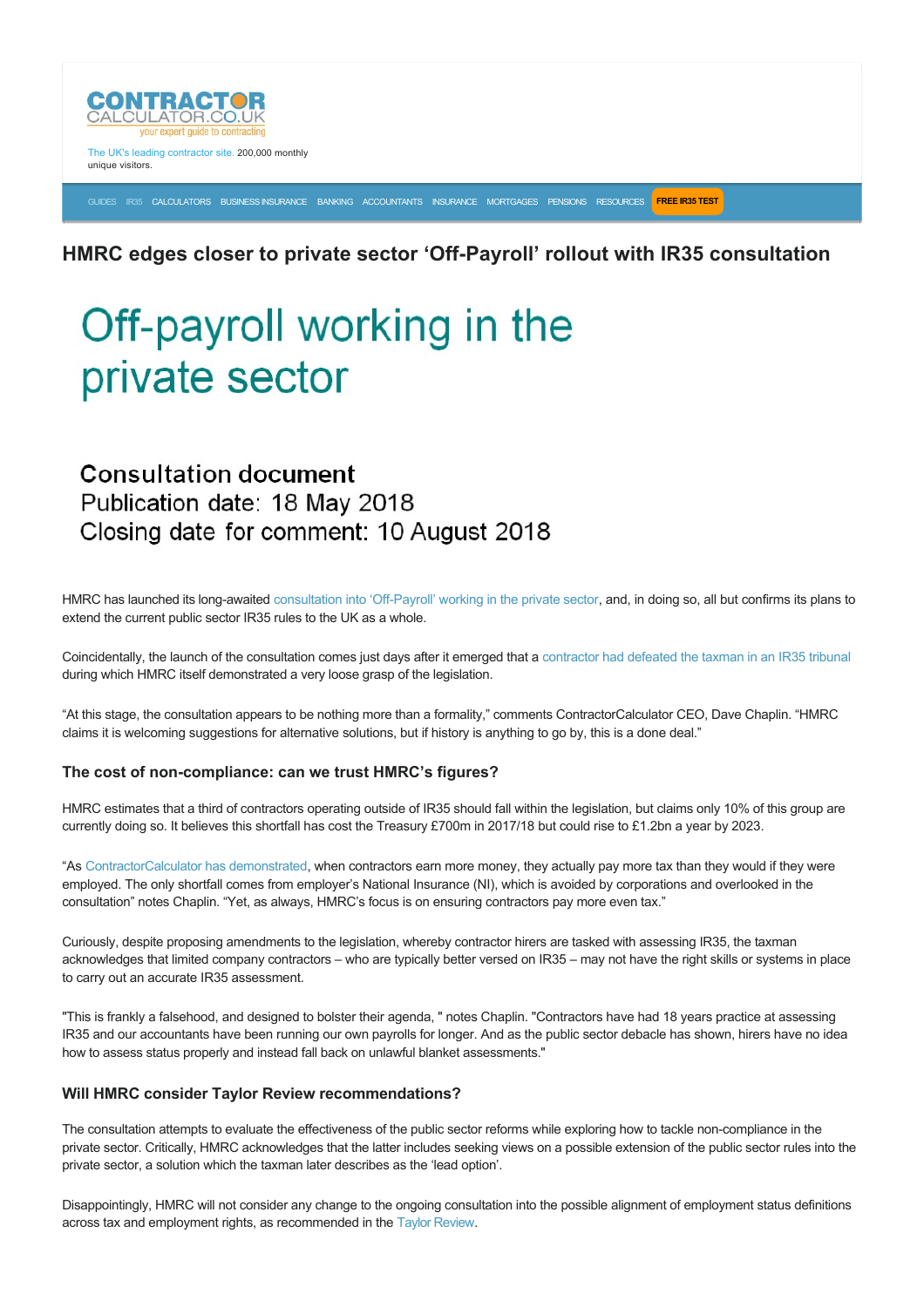CONTRACTOR CALCULATOR.CO.UK
your expert guide to contracting

The UK's leading contractor site. 200,000 monthly unique visitors.

GUIDES IR35 CALCULATORS BUSINESS INSURANCE BANKING ACCOUNTANTS INSURANCE MORTGAGES PENSIONS RESOURCES FREE IR35 TEST

# HMRC edges closer to private sector 'Off-Payroll' rollout with IR35 consultation

Off-payroll working in the private sector

Consultation document
Publication date: 18 May 2018
Closing date for comment: 10 August 2018

HMRC has launched its long-awaited consultation into 'Off-Payroll' working in the private sector, and, in doing so, all but confirms its plans to extend the current public sector IR35 rules to the UK as a whole.

Coincidentally, the launch of the consultation comes just days after it emerged that a contractor had defeated the taxman in an IR35 tribunal during which HMRC itself demonstrated a very loose grasp of the legislation.

"At this stage, the consultation appears to be nothing more than a formality," comments ContractorCalculator CEO, Dave Chaplin. "HMRC claims it is welcoming suggestions for alternative solutions, but if history is anything to go by, this is a done deal."

## The cost of non-compliance: can we trust HMRC's figures?

HMRC estimates that a third of contractors operating outside of IR35 should fall within the legislation, but claims only 10% of this group are currently doing so. It believes this shortfall has cost the Treasury £700m in 2017/18 but could rise to £1.2bn a year by 2023.

"As ContractorCalculator has demonstrated, when contractors earn more money, they actually pay more tax than they would if they were employed. The only shortfall comes from employer's National Insurance (NI), which is avoided by corporations and overlooked in the consultation" notes Chaplin. "Yet, as always, HMRC's focus is on ensuring contractors pay more even tax."

Curiously, despite proposing amendments to the legislation, whereby contractor hirers are tasked with assessing IR35, the taxman acknowledges that limited company contractors – who are typically better versed on IR35 – may not have the right skills or systems in place to carry out an accurate IR35 assessment.

"This is frankly a falsehood, and designed to bolster their agenda, " notes Chaplin. "Contractors have had 18 years practice at assessing IR35 and our accountants have been running our own payrolls for longer. And as the public sector debacle has shown, hirers have no idea how to assess status properly and instead fall back on unlawful blanket assessments."

## Will HMRC consider Taylor Review recommendations?

The consultation attempts to evaluate the effectiveness of the public sector reforms while exploring how to tackle non-compliance in the private sector. Critically, HMRC acknowledges that the latter includes seeking views on a possible extension of the public sector rules into the private sector, a solution which the taxman later describes as the 'lead option'.

Disappointingly, HMRC will not consider any change to the ongoing consultation into the possible alignment of employment status definitions across tax and employment rights, as recommended in the Taylor Review.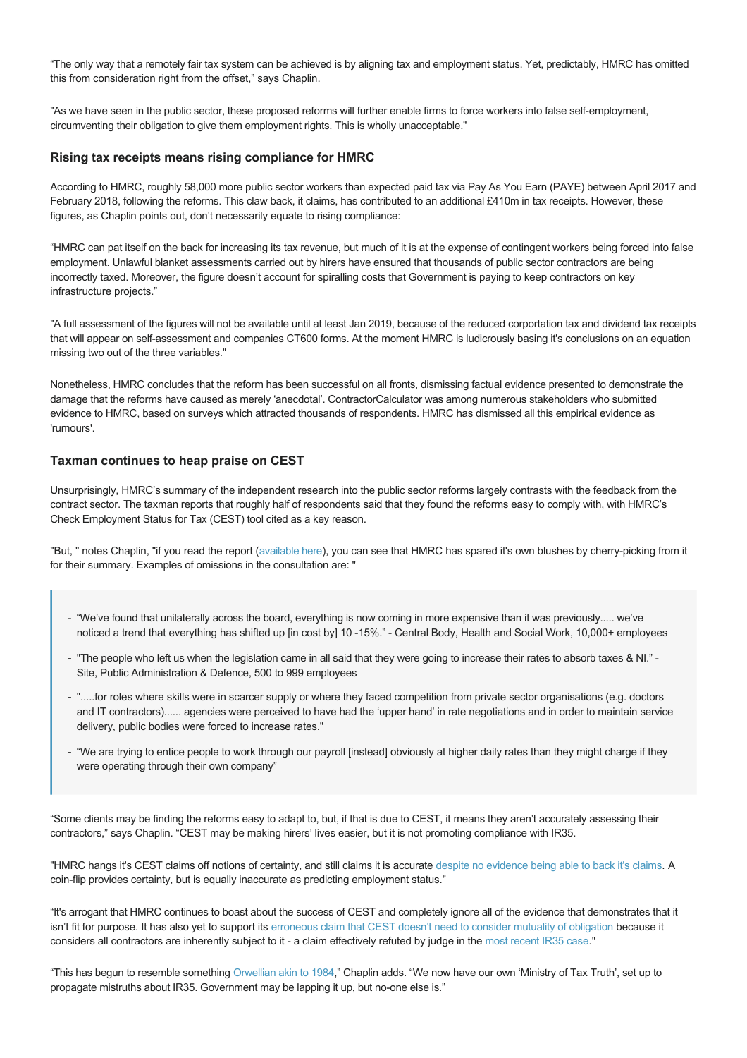"The only way that a remotely fair tax system can be achieved is by aligning tax and employment status. Yet, predictably, HMRC has omitted this from consideration right from the offset," says Chaplin.

"As we have seen in the public sector, these proposed reforms will further enable firms to force workers into false self-employment, circumventing their obligation to give them employment rights. This is wholly unacceptable."

### Rising tax receipts means rising compliance for HMRC

According to HMRC, roughly 58,000 more public sector workers than expected paid tax via Pay As You Earn (PAYE) between April 2017 and February 2018, following the reforms. This claw back, it claims, has contributed to an additional £410m in tax receipts. However, these figures, as Chaplin points out, don't necessarily equate to rising compliance:

"HMRC can pat itself on the back for increasing its tax revenue, but much of it is at the expense of contingent workers being forced into false employment. Unlawful blanket assessments carried out by hirers have ensured that thousands of public sector contractors are being incorrectly taxed. Moreover, the figure doesn't account for spiralling costs that Government is paying to keep contractors on key infrastructure projects."

"A full assessment of the figures will not be available until at least Jan 2019, because of the reduced corportation tax and dividend tax receipts that will appear on self-assessment and companies CT600 forms. At the moment HMRC is ludicrously basing it's conclusions on an equation missing two out of the three variables."

Nonetheless, HMRC concludes that the reform has been successful on all fronts, dismissing factual evidence presented to demonstrate the damage that the reforms have caused as merely 'anecdotal'. ContractorCalculator was among numerous stakeholders who submitted evidence to HMRC, based on surveys which attracted thousands of respondents. HMRC has dismissed all this empirical evidence as 'rumours'.

### Taxman continues to heap praise on CEST

Unsurprisingly, HMRC's summary of the independent research into the public sector reforms largely contrasts with the feedback from the contract sector. The taxman reports that roughly half of respondents said that they found the reforms easy to comply with, with HMRC's Check Employment Status for Tax (CEST) tool cited as a key reason.

"But, " notes Chaplin, "if you read the report (available here), you can see that HMRC has spared it's own blushes by cherry-picking from it for their summary. Examples of omissions in the consultation are: "

> - "We've found that unilaterally across the board, everything is now coming in more expensive than it was previously..... we've noticed a trend that everything has shifted up [in cost by] 10 -15%." - Central Body, Health and Social Work, 10,000+ employees
> - "The people who left us when the legislation came in all said that they were going to increase their rates to absorb taxes & NI." - Site, Public Administration & Defence, 500 to 999 employees
> - ".....for roles where skills were in scarcer supply or where they faced competition from private sector organisations (e.g. doctors and IT contractors)...... agencies were perceived to have had the 'upper hand' in rate negotiations and in order to maintain service delivery, public bodies were forced to increase rates."
> - "We are trying to entice people to work through our payroll [instead] obviously at higher daily rates than they might charge if they were operating through their own company"

"Some clients may be finding the reforms easy to adapt to, but, if that is due to CEST, it means they aren't accurately assessing their contractors," says Chaplin. "CEST may be making hirers' lives easier, but it is not promoting compliance with IR35.

"HMRC hangs it's CEST claims off notions of certainty, and still claims it is accurate despite no evidence being able to back it's claims. A coin-flip provides certainty, but is equally inaccurate as predicting employment status."

"It's arrogant that HMRC continues to boast about the success of CEST and completely ignore all of the evidence that demonstrates that it isn't fit for purpose. It has also yet to support its erroneous claim that CEST doesn't need to consider mutuality of obligation because it considers all contractors are inherently subject to it - a claim effectively refuted by judge in the most recent IR35 case."

"This has begun to resemble something Orwellian akin to 1984," Chaplin adds. "We now have our own 'Ministry of Tax Truth', set up to propagate mistruths about IR35. Government may be lapping it up, but no-one else is."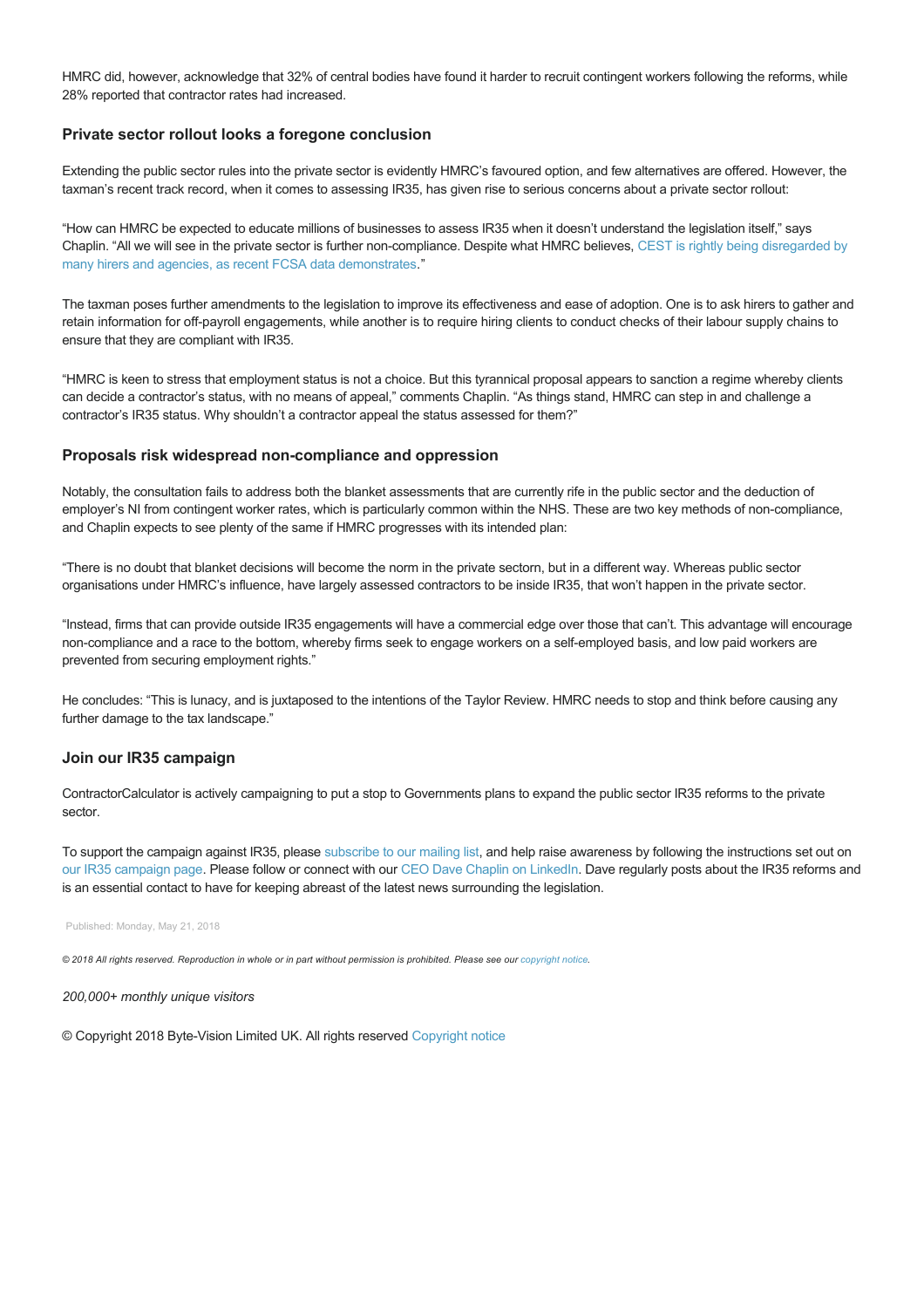HMRC did, however, acknowledge that 32% of central bodies have found it harder to recruit contingent workers following the reforms, while 28% reported that contractor rates had increased.

## Private sector rollout looks a foregone conclusion

Extending the public sector rules into the private sector is evidently HMRC's favoured option, and few alternatives are offered. However, the taxman's recent track record, when it comes to assessing IR35, has given rise to serious concerns about a private sector rollout:

"How can HMRC be expected to educate millions of businesses to assess IR35 when it doesn't understand the legislation itself," says Chaplin. "All we will see in the private sector is further non-compliance. Despite what HMRC believes, CEST is rightly being disregarded by many hirers and agencies, as recent FCSA data demonstrates."

The taxman poses further amendments to the legislation to improve its effectiveness and ease of adoption. One is to ask hirers to gather and retain information for off-payroll engagements, while another is to require hiring clients to conduct checks of their labour supply chains to ensure that they are compliant with IR35.

"HMRC is keen to stress that employment status is not a choice. But this tyrannical proposal appears to sanction a regime whereby clients can decide a contractor's status, with no means of appeal," comments Chaplin. "As things stand, HMRC can step in and challenge a contractor's IR35 status. Why shouldn't a contractor appeal the status assessed for them?"

## Proposals risk widespread non-compliance and oppression

Notably, the consultation fails to address both the blanket assessments that are currently rife in the public sector and the deduction of employer's NI from contingent worker rates, which is particularly common within the NHS. These are two key methods of non-compliance, and Chaplin expects to see plenty of the same if HMRC progresses with its intended plan:

"There is no doubt that blanket decisions will become the norm in the private sectorn, but in a different way. Whereas public sector organisations under HMRC's influence, have largely assessed contractors to be inside IR35, that won't happen in the private sector.

"Instead, firms that can provide outside IR35 engagements will have a commercial edge over those that can't. This advantage will encourage non-compliance and a race to the bottom, whereby firms seek to engage workers on a self-employed basis, and low paid workers are prevented from securing employment rights."

He concludes: "This is lunacy, and is juxtaposed to the intentions of the Taylor Review. HMRC needs to stop and think before causing any further damage to the tax landscape."

## Join our IR35 campaign

ContractorCalculator is actively campaigning to put a stop to Governments plans to expand the public sector IR35 reforms to the private sector.

To support the campaign against IR35, please subscribe to our mailing list, and help raise awareness by following the instructions set out on our IR35 campaign page. Please follow or connect with our CEO Dave Chaplin on LinkedIn. Dave regularly posts about the IR35 reforms and is an essential contact to have for keeping abreast of the latest news surrounding the legislation.

Published: Monday, May 21, 2018

*© 2018 All rights reserved. Reproduction in whole or in part without permission is prohibited. Please see our copyright notice.*

*200,000+ monthly unique visitors*

© Copyright 2018 Byte-Vision Limited UK. All rights reserved Copyright notice